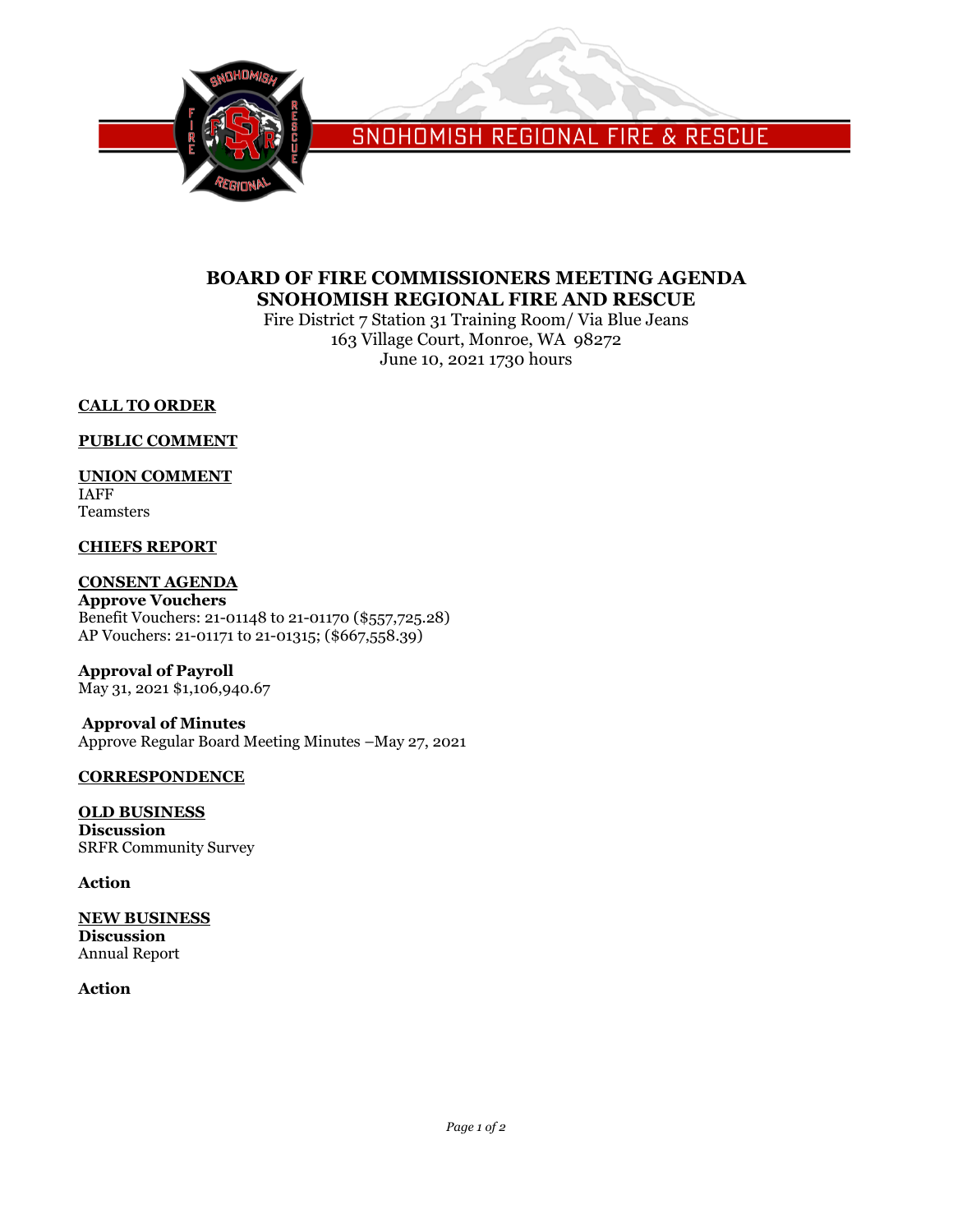SNOHOMISH REGIONAL FIRE & RESCUE

# BOARD OF FIRE COMMISSIONERS MEETING AGENDA
# SNOHOMISH REGIONAL FIRE AND RESCUE

Fire District 7 Station 31 Training Room/ Via Blue Jeans
163 Village Court, Monroe, WA 98272
June 10, 2021 1730 hours

## CALL TO ORDER

## PUBLIC COMMENT

## UNION COMMENT

IAFF
Teamsters

## CHIEFS REPORT

## CONSENT AGENDA

**Approve Vouchers**
Benefit Vouchers: 21-01148 to 21-01170 ($557,725.28)
AP Vouchers: 21-01171 to 21-01315; ($667,558.39)

**Approval of Payroll**
May 31, 2021 $1,106,940.67

**Approval of Minutes**
Approve Regular Board Meeting Minutes –May 27, 2021

## CORRESPONDENCE

## OLD BUSINESS

**Discussion**
SRFR Community Survey

**Action**

## NEW BUSINESS

**Discussion**
Annual Report

**Action**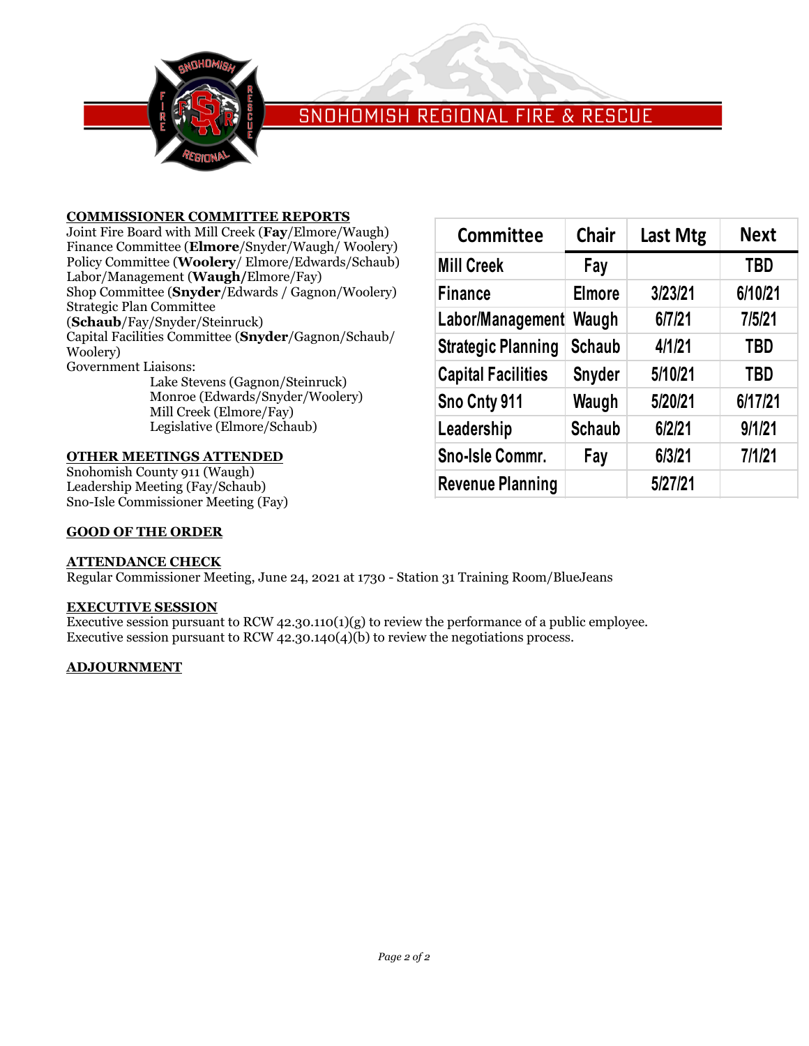SNOHOMISH REGIONAL FIRE & RESCUE

**COMMISSIONER COMMITTEE REPORTS**

Joint Fire Board with Mill Creek (**Fay**/Elmore/Waugh)
Finance Committee (**Elmore**/Snyder/Waugh/ Woolery)
Policy Committee (**Woolery**/ Elmore/Edwards/Schaub)
Labor/Management (**Waugh**/Elmore/Fay)
Shop Committee (**Snyder**/Edwards / Gagnon/Woolery)
Strategic Plan Committee (**Schaub**/Fay/Snyder/Steinruck)
Capital Facilities Committee (**Snyder**/Gagnon/Schaub/ Woolery)
Government Liaisons:

- Lake Stevens (Gagnon/Steinruck)
- Monroe (Edwards/Snyder/Woolery)
- Mill Creek (Elmore/Fay)
- Legislative (Elmore/Schaub)

| Committee | Chair | Last Mtg | Next |
|---|---|---|---|
| Mill Creek | Fay | | TBD |
| Finance | Elmore | 3/23/21 | 6/10/21 |
| Labor/Management | Waugh | 6/7/21 | 7/5/21 |
| Strategic Planning | Schaub | 4/1/21 | TBD |
| Capital Facilities | Snyder | 5/10/21 | TBD |
| Sno Cnty 911 | Waugh | 5/20/21 | 6/17/21 |
| Leadership | Schaub | 6/2/21 | 9/1/21 |
| Sno-Isle Commr. | Fay | 6/3/21 | 7/1/21 |
| Revenue Planning | | 5/27/21 | |

**OTHER MEETINGS ATTENDED**

Snohomish County 911 (Waugh)
Leadership Meeting (Fay/Schaub)
Sno-Isle Commissioner Meeting (Fay)

**GOOD OF THE ORDER**

**ATTENDANCE CHECK**

Regular Commissioner Meeting, June 24, 2021 at 1730 - Station 31 Training Room/BlueJeans

**EXECUTIVE SESSION**

Executive session pursuant to RCW 42.30.110(1)(g) to review the performance of a public employee.
Executive session pursuant to RCW 42.30.140(4)(b) to review the negotiations process.

**ADJOURNMENT**